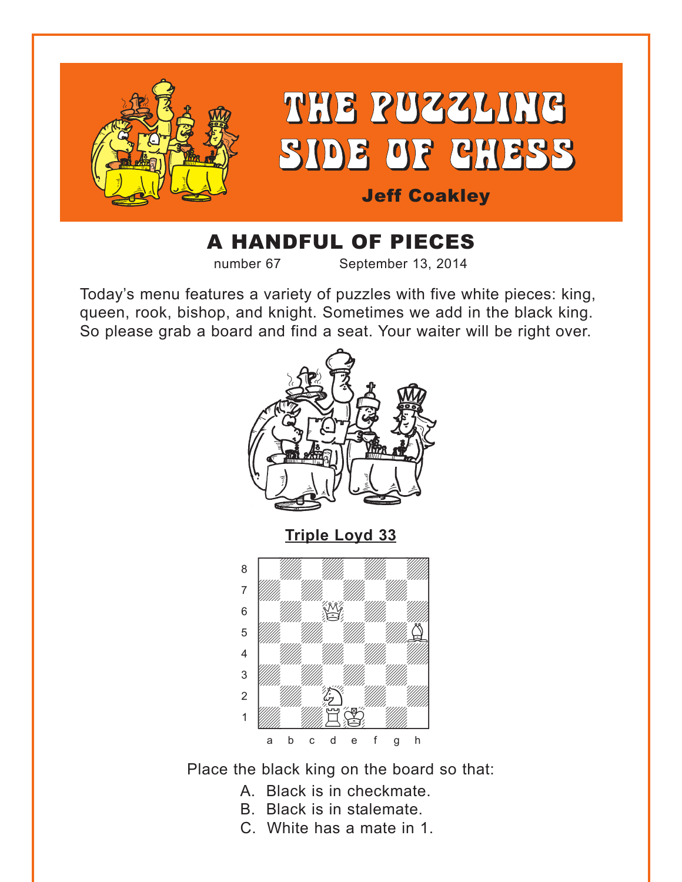# THE PUZZLING SIDE OF CHESS

**Jeff Coakley**

## A HANDFUL OF PIECES

number 67 September 13, 2014

Today's menu features a variety of puzzles with five white pieces: king, queen, rook, bishop, and knight. Sometimes we add in the black king. So please grab a board and find a seat. Your waiter will be right over.

### Triple Loyd 33

Place the black king on the board so that:

A. Black is in checkmate.
B. Black is in stalemate.
C. White has a mate in 1.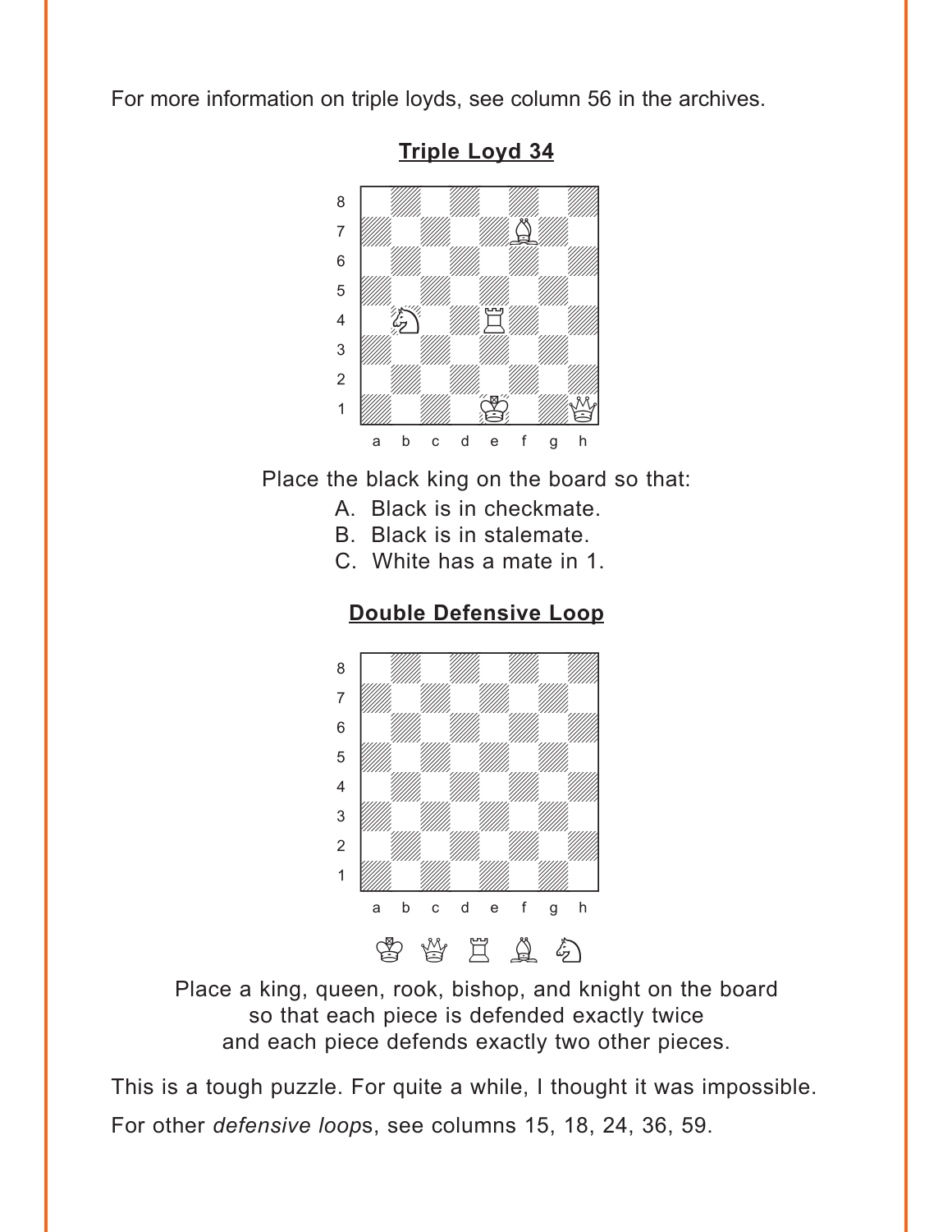For more information on triple loyds, see column 56 in the archives.

## Triple Loyd 34

Place the black king on the board so that:

A. Black is in checkmate.
B. Black is in stalemate.
C. White has a mate in 1.

## Double Defensive Loop

Place a king, queen, rook, bishop, and knight on the board so that each piece is defended exactly twice and each piece defends exactly two other pieces.

This is a tough puzzle. For quite a while, I thought it was impossible.

For other *defensive loop*s, see columns 15, 18, 24, 36, 59.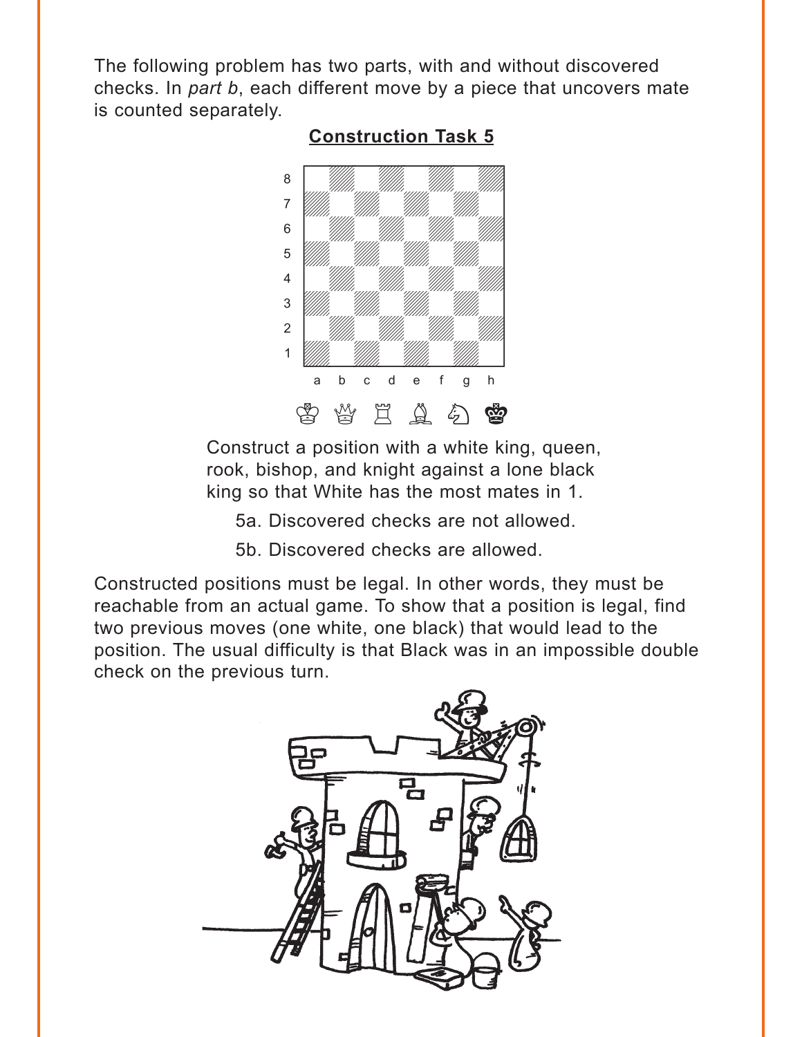The following problem has two parts, with and without discovered checks. In *part b*, each different move by a piece that uncovers mate is counted separately.

## Construction Task 5

♔ ♕ ♖ ♗ ♘ ♚

Construct a position with a white king, queen, rook, bishop, and knight against a lone black king so that White has the most mates in 1.

5a. Discovered checks are not allowed.

5b. Discovered checks are allowed.

Constructed positions must be legal. In other words, they must be reachable from an actual game. To show that a position is legal, find two previous moves (one white, one black) that would lead to the position. The usual difficulty is that Black was in an impossible double check on the previous turn.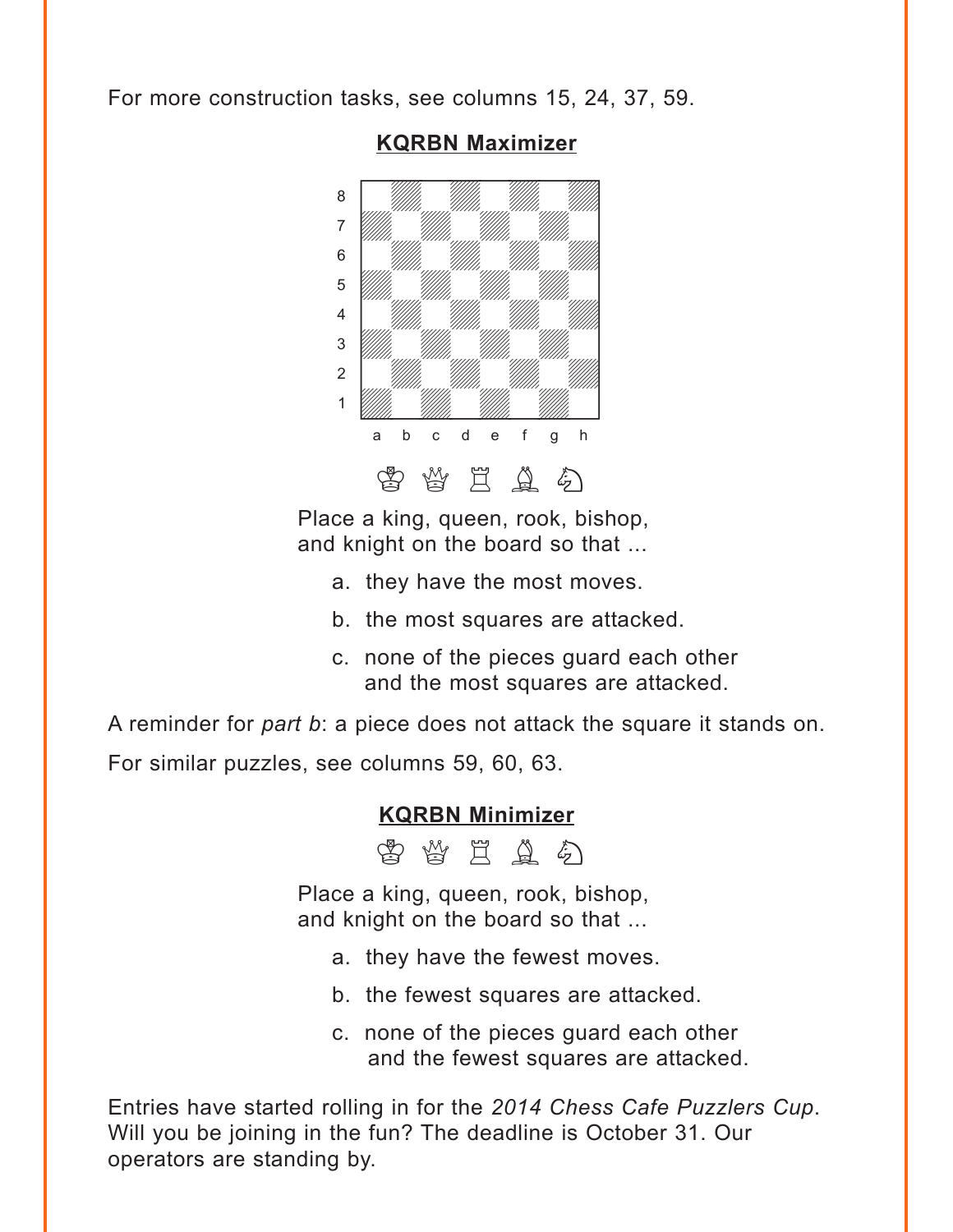For more construction tasks, see columns 15, 24, 37, 59.

## KQRBN Maximizer

♔ ♕ ♖ ♗ ♘

Place a king, queen, rook, bishop, and knight on the board so that ...

a. they have the most moves.

b. the most squares are attacked.

c. none of the pieces guard each other and the most squares are attacked.

A reminder for *part b*: a piece does not attack the square it stands on.

For similar puzzles, see columns 59, 60, 63.

## KQRBN Minimizer

♔ ♕ ♖ ♗ ♘

Place a king, queen, rook, bishop, and knight on the board so that ...

a. they have the fewest moves.

b. the fewest squares are attacked.

c. none of the pieces guard each other and the fewest squares are attacked.

Entries have started rolling in for the *2014 Chess Cafe Puzzlers Cup*. Will you be joining in the fun? The deadline is October 31. Our operators are standing by.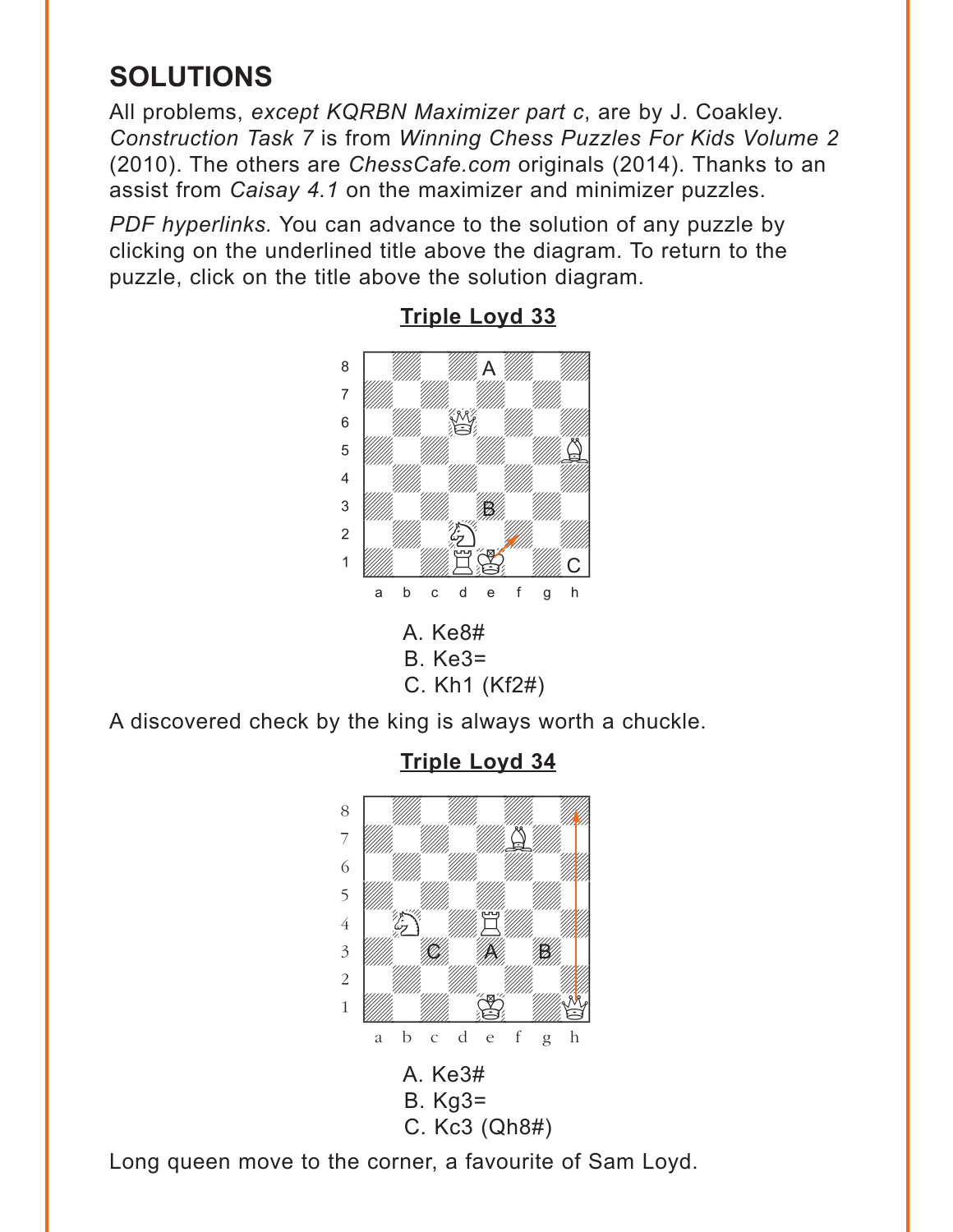## SOLUTIONS

All problems, *except KQRBN Maximizer part c*, are by J. Coakley. *Construction Task 7* is from *Winning Chess Puzzles For Kids Volume 2* (2010). The others are *ChessCafe.com* originals (2014). Thanks to an assist from *Caisay 4.1* on the maximizer and minimizer puzzles.

*PDF hyperlinks.* You can advance to the solution of any puzzle by clicking on the underlined title above the diagram. To return to the puzzle, click on the title above the solution diagram.

### Triple Loyd 33

A. Ke8#
B. Ke3=
C. Kh1 (Kf2#)

A discovered check by the king is always worth a chuckle.

### Triple Loyd 34

A. Ke3#
B. Kg3=
C. Kc3 (Qh8#)

Long queen move to the corner, a favourite of Sam Loyd.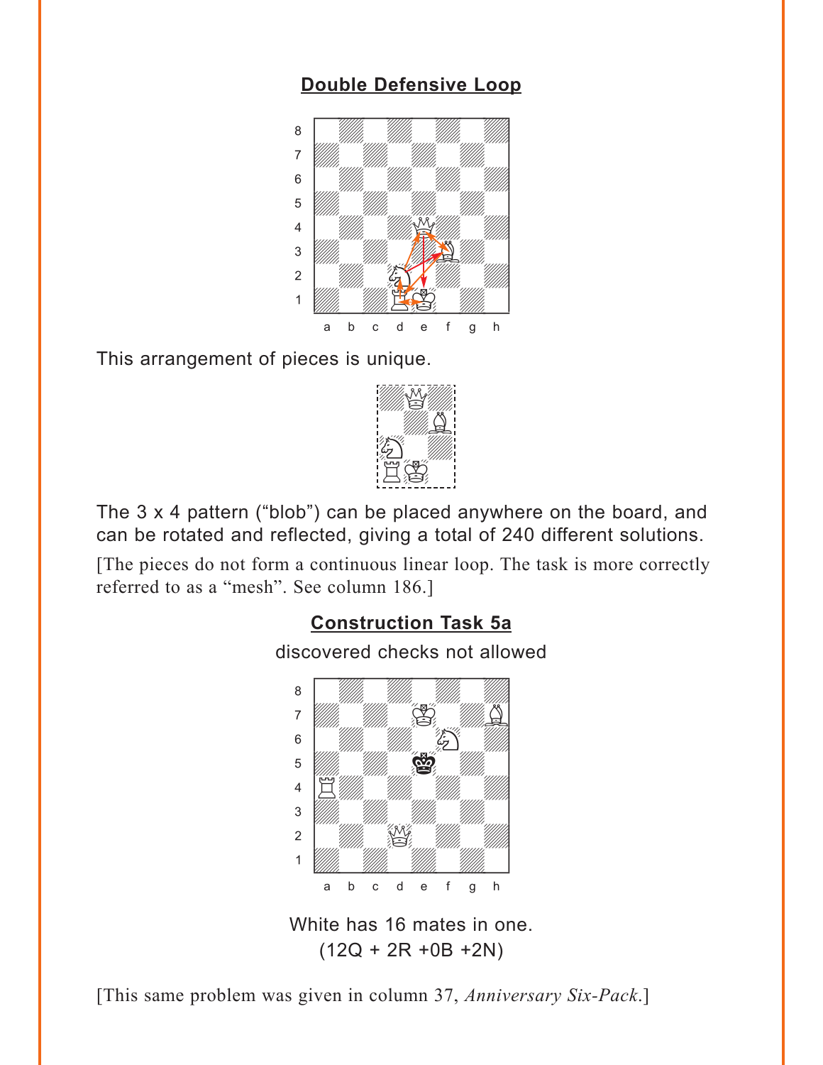## Double Defensive Loop

This arrangement of pieces is unique.

The 3 x 4 pattern ("blob") can be placed anywhere on the board, and can be rotated and reflected, giving a total of 240 different solutions.

[The pieces do not form a continuous linear loop. The task is more correctly referred to as a "mesh". See column 186.]

## Construction Task 5a

discovered checks not allowed

White has 16 mates in one.
(12Q + 2R +0B +2N)

[This same problem was given in column 37, *Anniversary Six-Pack*.]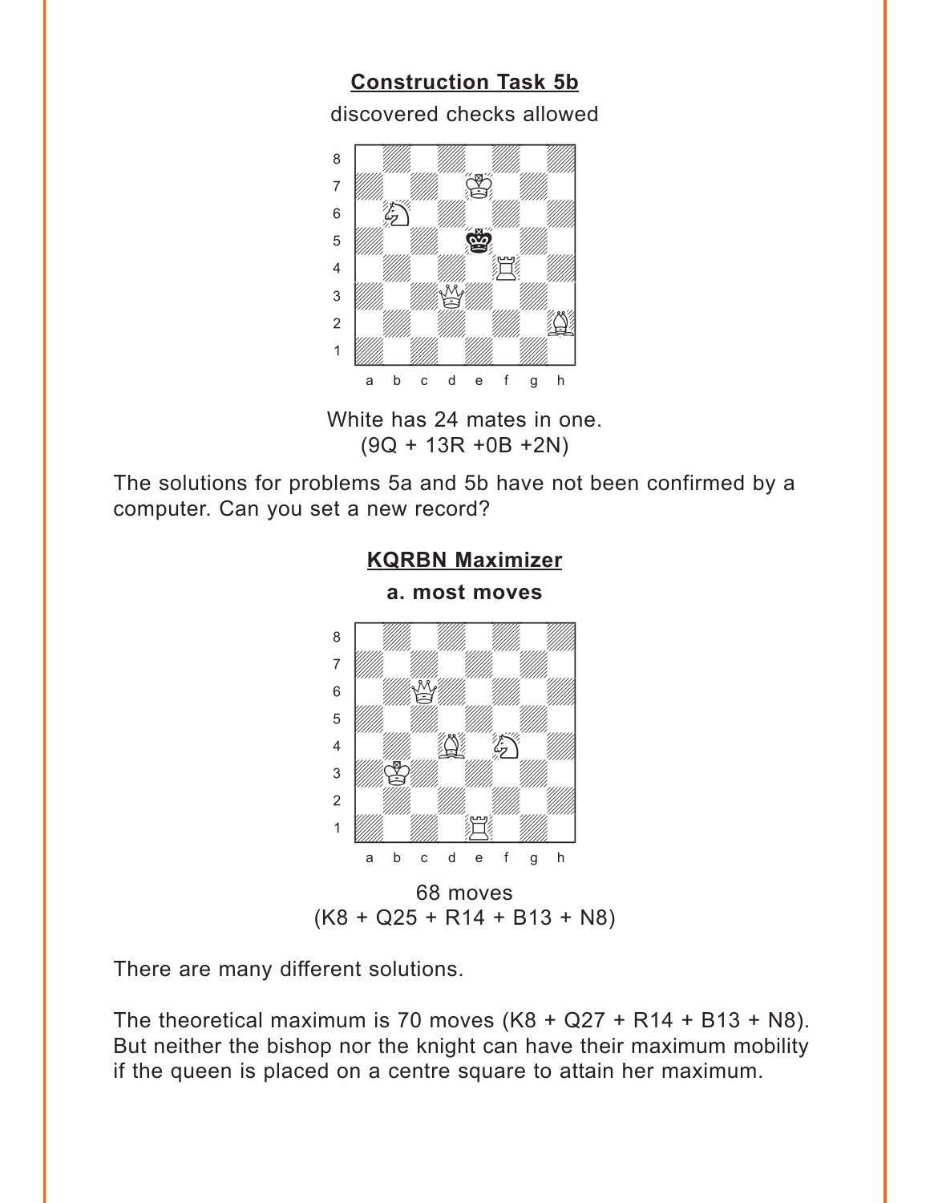## Construction Task 5b

discovered checks allowed

White has 24 mates in one.
(9Q + 13R +0B +2N)

The solutions for problems 5a and 5b have not been confirmed by a computer. Can you set a new record?

## KQRBN Maximizer

**a. most moves**

68 moves
(K8 + Q25 + R14 + B13 + N8)

There are many different solutions.

The theoretical maximum is 70 moves (K8 + Q27 + R14 + B13 + N8). But neither the bishop nor the knight can have their maximum mobility if the queen is placed on a centre square to attain her maximum.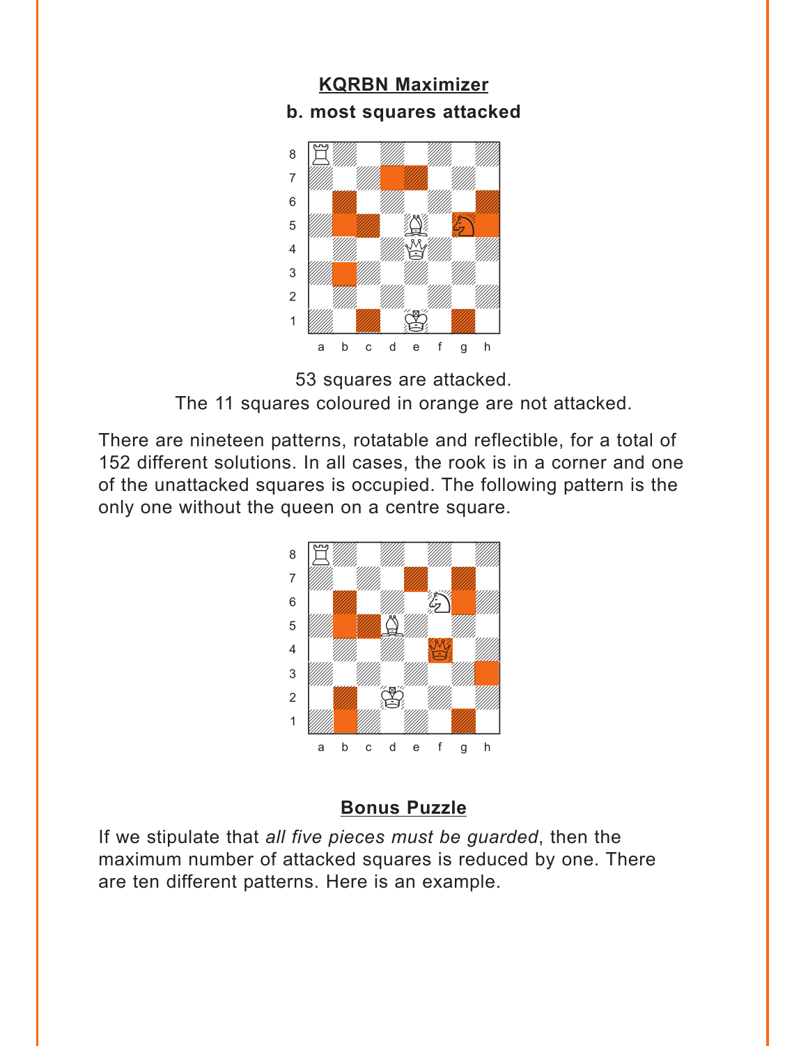**KQRBN Maximizer**

**b. most squares attacked**

53 squares are attacked.
The 11 squares coloured in orange are not attacked.

There are nineteen patterns, rotatable and reflectible, for a total of 152 different solutions. In all cases, the rook is in a corner and one of the unattacked squares is occupied. The following pattern is the only one without the queen on a centre square.

**Bonus Puzzle**

If we stipulate that *all five pieces must be guarded*, then the maximum number of attacked squares is reduced by one. There are ten different patterns. Here is an example.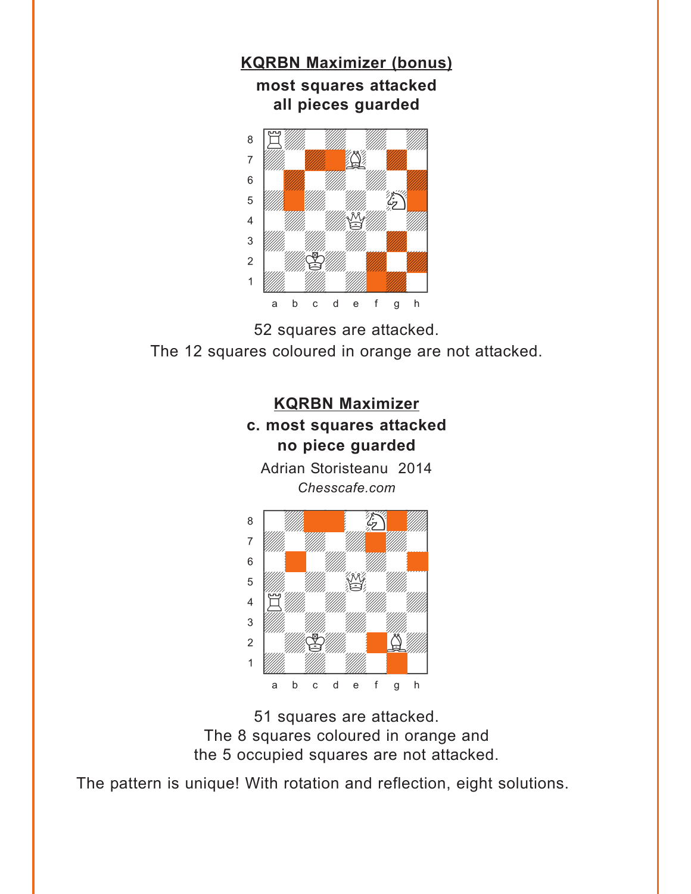**KQRBN Maximizer (bonus)**

**most squares attacked**
**all pieces guarded**

52 squares are attacked.
The 12 squares coloured in orange are not attacked.

**KQRBN Maximizer**

**c. most squares attacked**
**no piece guarded**

Adrian Storisteanu 2014
*Chesscafe.com*

51 squares are attacked.
The 8 squares coloured in orange and
the 5 occupied squares are not attacked.

The pattern is unique! With rotation and reflection, eight solutions.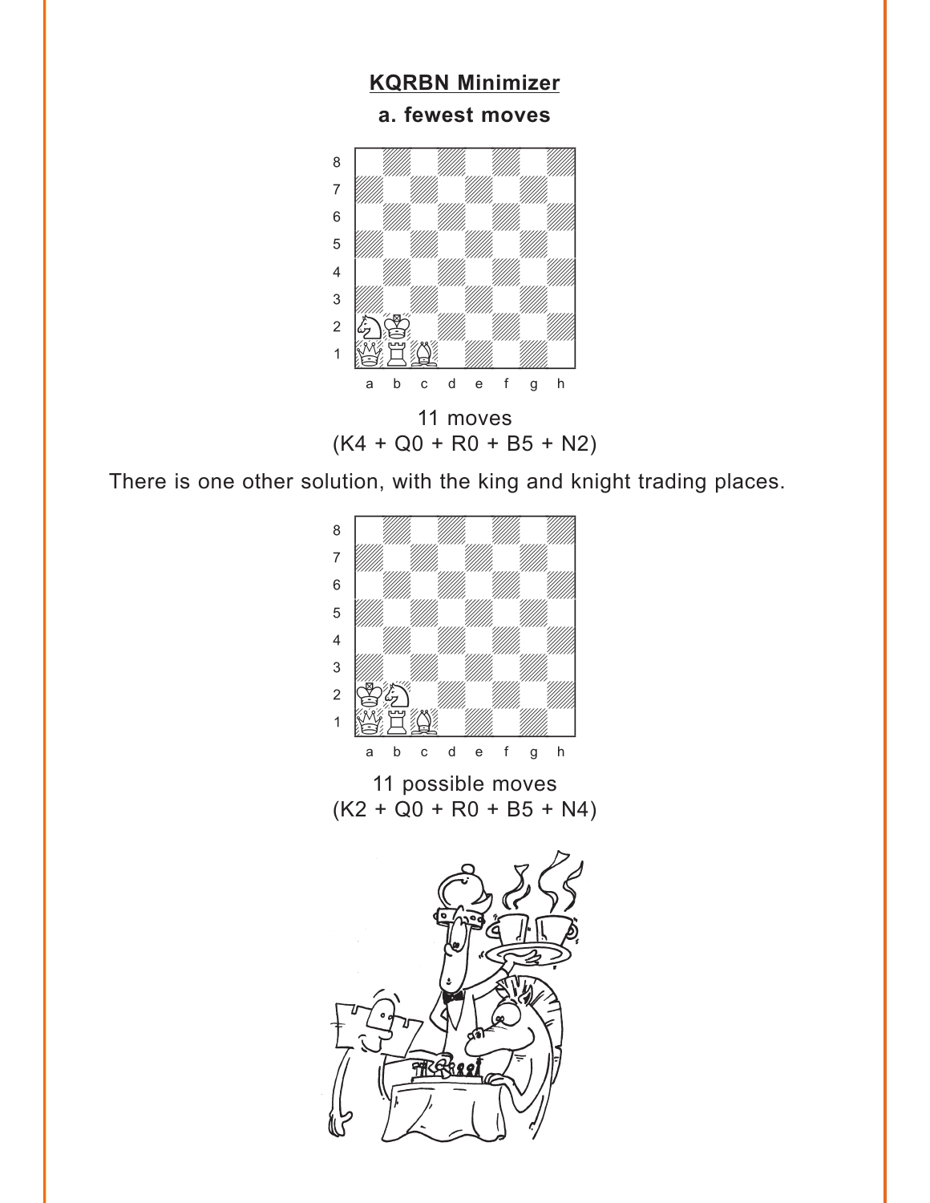## KQRBN Minimizer

### a. fewest moves

11 moves
(K4 + Q0 + R0 + B5 + N2)

There is one other solution, with the king and knight trading places.

11 possible moves
(K2 + Q0 + R0 + B5 + N4)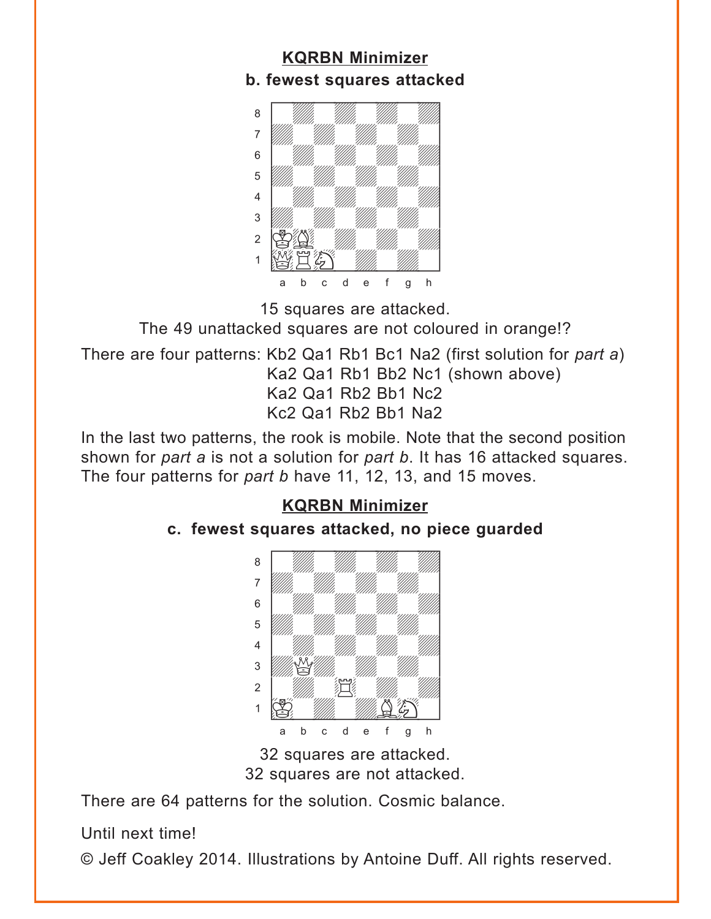## KQRBN Minimizer

### b. fewest squares attacked

15 squares are attacked.
The 49 unattacked squares are not coloured in orange!?

There are four patterns: Kb2 Qa1 Rb1 Bc1 Na2 (first solution for *part a*)
Ka2 Qa1 Rb1 Bb2 Nc1 (shown above)
Ka2 Qa1 Rb2 Bb1 Nc2
Kc2 Qa1 Rb2 Bb1 Na2

In the last two patterns, the rook is mobile. Note that the second position shown for *part a* is not a solution for *part b*. It has 16 attacked squares. The four patterns for *part b* have 11, 12, 13, and 15 moves.

## KQRBN Minimizer

### c. fewest squares attacked, no piece guarded

32 squares are attacked.
32 squares are not attacked.

There are 64 patterns for the solution. Cosmic balance.

Until next time!

© Jeff Coakley 2014. Illustrations by Antoine Duff. All rights reserved.